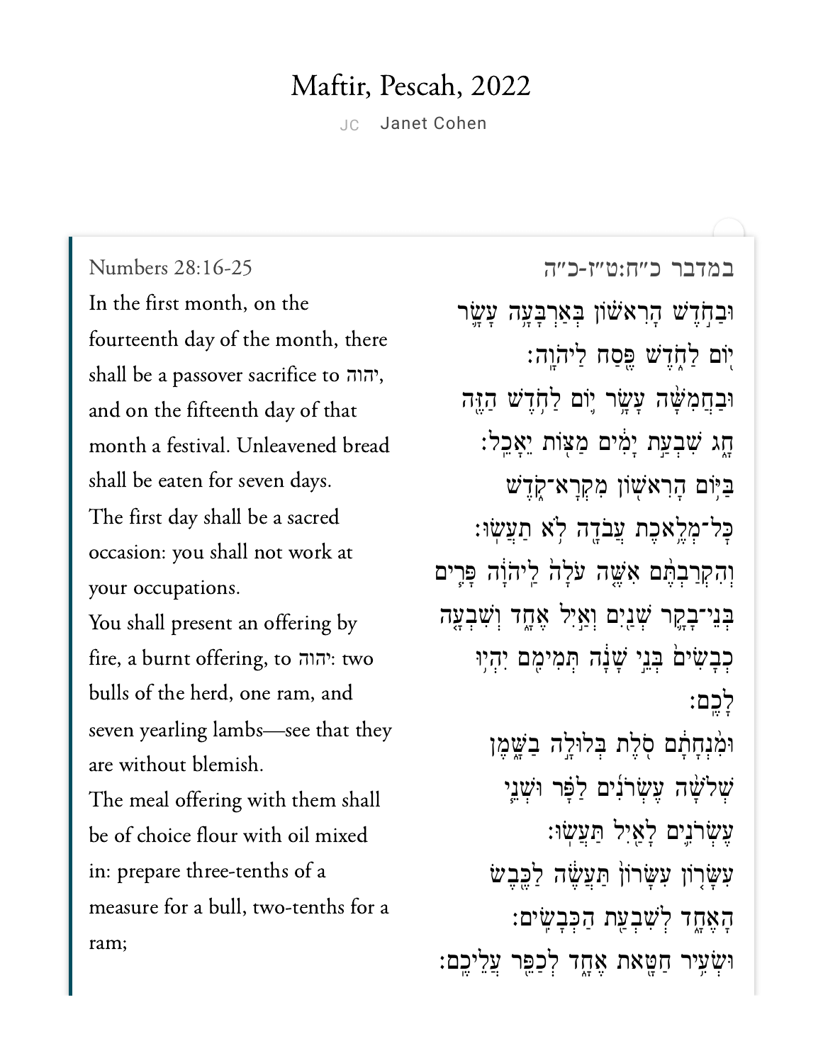# Maftir, Pescah, 2022

JC Janet Cohen

Numbers 28:16-25

In the first month, on the fourteenth day of the month, there shall be a passover sacrifice to יהוה, and on the fifteenth day of that month a festival. Unleavened bread shall be eaten for seven days.
The first day shall be a sacred occasion: you shall not work at your occupations.
You shall present an offering by fire, a burnt offering, to יהוה: two bulls of the herd, one ram, and seven yearling lambs—see that they are without blemish.
The meal offering with them shall be of choice flour with oil mixed in: prepare three-tenths of a measure for a bull, two-tenths for a ram;

במדבר כ״ח:ט״ז-כ״ה

וּבַחֹ֣דֶשׁ הָרִאשׁ֗וֹן בְּאַרְבָּעָ֥ה עָשָׂ֛ר י֖וֹם לַחֹ֑דֶשׁ פֶּ֖סַח לַֽיהֹוָֽה׃
וּבַחֲמִשָּׁ֨ה עָשָׂ֥ר י֛וֹם לַחֹ֥דֶשׁ הַזֶּ֖ה חָ֑ג שִׁבְעַ֣ת יָמִ֔ים מַצּ֖וֹת יֵאָכֵֽל׃
בַּיּ֥וֹם הָֽרִאשׁ֖וֹן מִקְרָא־קֹ֑דֶשׁ כׇּל־מְלֶ֥אכֶת עֲבֹדָ֖ה לֹ֥א תַעֲשֽׂוּ׃
וְהִקְרַבְתֶּ֨ם אִשֶּׁ֤ה עֹלָה֙ לַֽיהֹוָ֔ה פָּרִ֧ים בְּנֵי־בָקָ֛ר שְׁנַ֖יִם וְאַ֣יִל אֶחָ֑ד וְשִׁבְעָ֤ה כְבָשִׂים֙ בְּנֵ֣י שָׁנָ֔ה תְּמִימִ֖ם יִהְי֥וּ לָכֶֽם׃
וּמִ֨נְחָתָ֔ם סֹ֖לֶת בְּלוּלָ֣ה בַשָּׁ֑מֶן שְׁלֹשָׁ֨ה עֶשְׂרֹנִ֜ים לַפָּ֗ר וּשְׁנֵ֧י עֶשְׂרֹנִ֛ים לָאַ֖יִל תַּעֲשֽׂוּ׃
עִשָּׂר֣וֹן עִשָּׂרוֹן֙ תַּעֲשֶׂ֔ה לַכֶּ֖בֶשׂ הָאֶחָ֑ד לְשִׁבְעַ֖ת הַכְּבָשִֽׂים׃
וּשְׂעִ֥יר חַטָּ֖את אֶחָ֑ד לְכַפֵּ֖ר עֲלֵיכֶֽם׃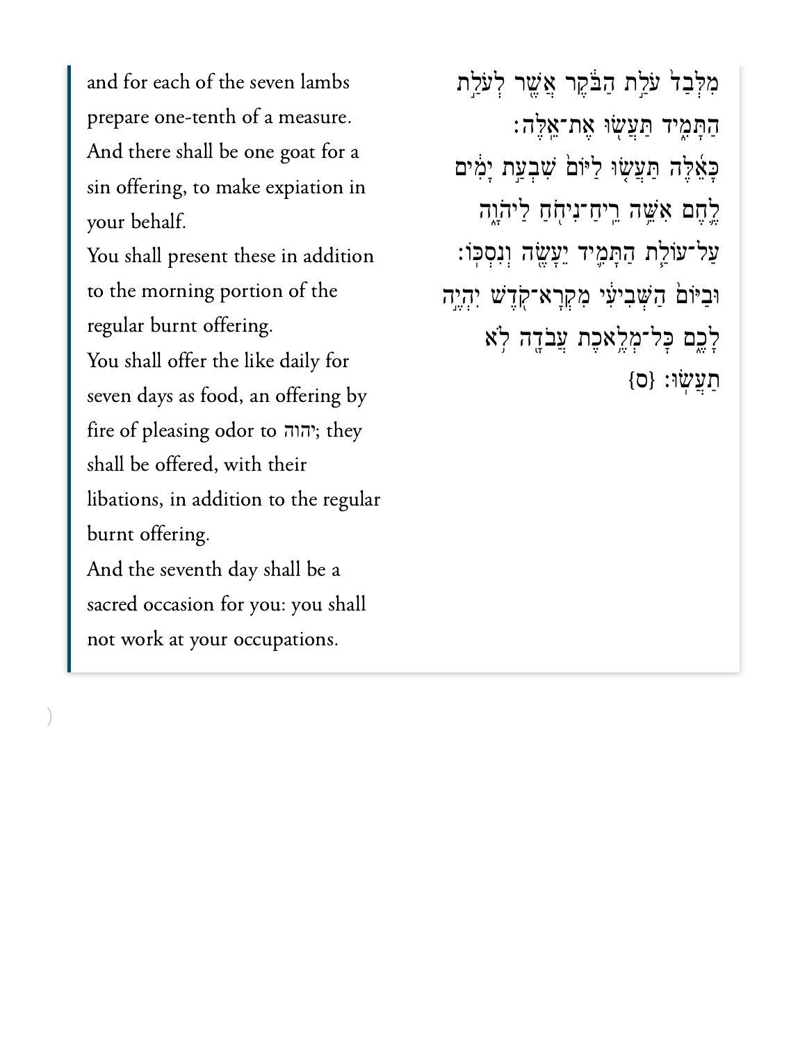and for each of the seven lambs prepare one-tenth of a measure.
And there shall be one goat for a sin offering, to make expiation in your behalf.
You shall present these in addition to the morning portion of the regular burnt offering.
You shall offer the like daily for seven days as food, an offering by fire of pleasing odor to יהוה; they shall be offered, with their libations, in addition to the regular burnt offering.
And the seventh day shall be a sacred occasion for you: you shall not work at your occupations.

מִלְּבַד֙ עֹלַ֣ת הַבֹּ֔קֶר אֲשֶׁ֖ר לְעֹלַ֣ת הַתָּמִ֑יד תַּעֲשׂ֖וּ אֶת־אֵֽלֶּה׃
כָּאֵ֜לֶּה תַּעֲשׂ֤וּ לַיּוֹם֙ שִׁבְעַ֣ת יָמִ֔ים לֶ֛חֶם אִשֵּׁ֥ה רֵֽיחַ־נִיחֹ֖חַ לַיהֹוָ֑ה עַל־עוֹלַ֧ת הַתָּמִ֛יד יֵעָשֶׂ֖ה וְנִסְכּֽוֹ׃
וּבַיּוֹם֙ הַשְּׁבִיעִ֔י מִקְרָא־קֹ֖דֶשׁ יִהְיֶ֣ה לָכֶ֑ם כׇּל־מְלֶ֥אכֶת עֲבֹדָ֖ה לֹ֥א תַעֲשֽׂוּ׃ {ס}